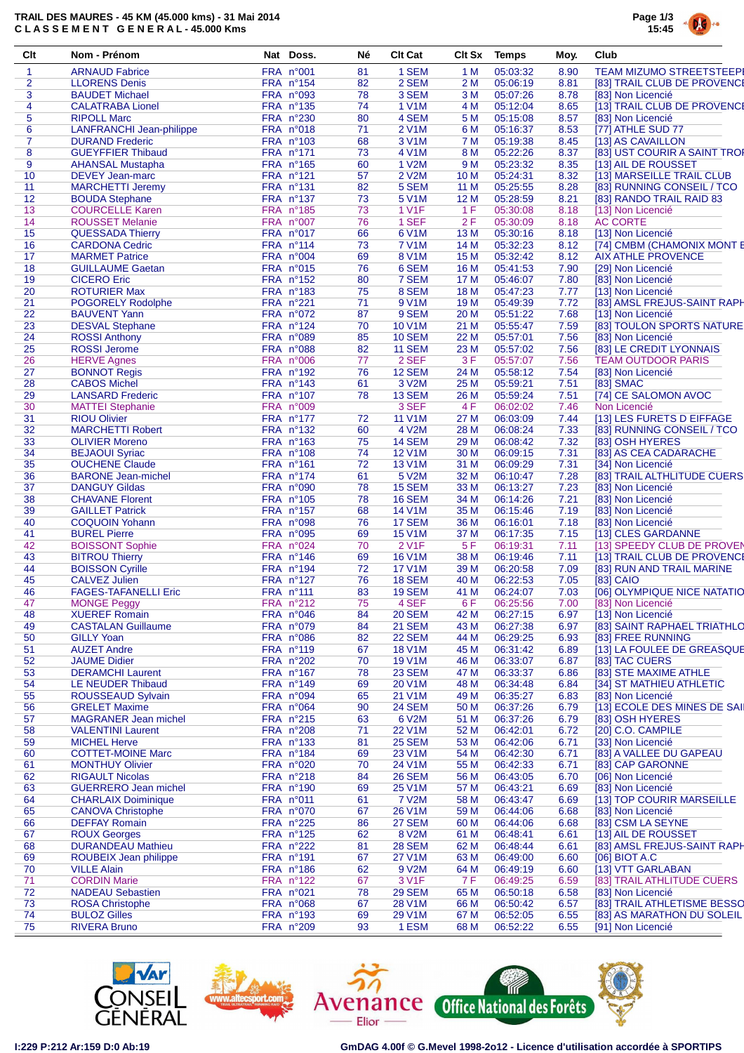**TRAIL DES MAURES - 45 KM (45.000 kms) - 31 Mai 2014**
**C L A S S E M E N T   G E N E R A L - 45.000 Kms**

| Clt | Nom - Prénom | Nat | Doss. | Né | Clt Cat | Clt Sx | Temps | Moy. | Club |
|---|---|---|---|---|---|---|---|---|---|
| 1 | ARNAUD Fabrice | FRA | n°001 | 81 | 1 SEM | 1 M | 05:03:32 | 8.90 | TEAM MIZUMO STREETSTEEP |
| 2 | LLORENS Denis | FRA | n°154 | 82 | 2 SEM | 2 M | 05:06:19 | 8.81 | [83] TRAIL CLUB DE PROVENCE |
| 3 | BAUDET Michael | FRA | n°093 | 78 | 3 SEM | 3 M | 05:07:26 | 8.78 | [83] Non Licencié |
| 4 | CALATRABA Lionel | FRA | n°135 | 74 | 1 V1M | 4 M | 05:12:04 | 8.65 | [13] TRAIL CLUB DE PROVENCE |
| 5 | RIPOLL Marc | FRA | n°230 | 80 | 4 SEM | 5 M | 05:15:08 | 8.57 | [83] Non Licencié |
| 6 | LANFRANCHI Jean-philippe | FRA | n°018 | 71 | 2 V1M | 6 M | 05:16:37 | 8.53 | [77] ATHLE SUD 77 |
| 7 | DURAND Frederic | FRA | n°103 | 68 | 3 V1M | 7 M | 05:19:38 | 8.45 | [13] AS CAVAILLON |
| 8 | GUEYFFIER Thibaud | FRA | n°171 | 73 | 4 V1M | 8 M | 05:22:26 | 8.37 | [83] UST COURIR A SAINT TRO |
| 9 | AHANSAL Mustapha | FRA | n°165 | 60 | 1 V2M | 9 M | 05:23:32 | 8.35 | [13] AIL DE ROUSSET |
| 10 | DEVEY Jean-marc | FRA | n°121 | 57 | 2 V2M | 10 M | 05:24:31 | 8.32 | [13] MARSEILLE TRAIL CLUB |
| 11 | MARCHETTI Jeremy | FRA | n°131 | 82 | 5 SEM | 11 M | 05:25:55 | 8.28 | [83] RUNNING CONSEIL / TCO |
| 12 | BOUDA Stephane | FRA | n°137 | 73 | 5 V1M | 12 M | 05:28:59 | 8.21 | [83] RANDO TRAIL RAID 83 |
| 13 | COURCELLE Karen | FRA | n°185 | 73 | 1 V1F | 1 F | 05:30:08 | 8.18 | [13] Non Licencié |
| 14 | ROUSSET Melanie | FRA | n°007 | 76 | 1 SEF | 2 F | 05:30:09 | 8.18 | AC CORTE |
| 15 | QUESSADA Thierry | FRA | n°017 | 66 | 6 V1M | 13 M | 05:30:16 | 8.18 | [13] Non Licencié |
| 16 | CARDONA Cedric | FRA | n°114 | 73 | 7 V1M | 14 M | 05:32:23 | 8.12 | [74] CMBM (CHAMONIX MONT B |
| 17 | MARMET Patrice | FRA | n°004 | 69 | 8 V1M | 15 M | 05:32:42 | 8.12 | AIX ATHLE PROVENCE |
| 18 | GUILLAUME Gaetan | FRA | n°015 | 76 | 6 SEM | 16 M | 05:41:53 | 7.90 | [29] Non Licencié |
| 19 | CICERO Eric | FRA | n°152 | 80 | 7 SEM | 17 M | 05:46:07 | 7.80 | [83] Non Licencié |
| 20 | ROTURIER Max | FRA | n°183 | 75 | 8 SEM | 18 M | 05:47:23 | 7.77 | [13] Non Licencié |
| 21 | POGORELY Rodolphe | FRA | n°221 | 71 | 9 V1M | 19 M | 05:49:39 | 7.72 | [83] AMSL FREJUS-SAINT RAPH |
| 22 | BAUVENT Yann | FRA | n°072 | 87 | 9 SEM | 20 M | 05:51:22 | 7.68 | [13] Non Licencié |
| 23 | DESVAL Stephane | FRA | n°124 | 70 | 10 V1M | 21 M | 05:55:47 | 7.59 | [83] TOULON SPORTS NATURE |
| 24 | ROSSI Anthony | FRA | n°089 | 85 | 10 SEM | 22 M | 05:57:01 | 7.56 | [83] Non Licencié |
| 25 | ROSSI Jerome | FRA | n°088 | 82 | 11 SEM | 23 M | 05:57:02 | 7.56 | [83] LE CREDIT LYONNAIS |
| 26 | HERVE Agnes | FRA | n°006 | 77 | 2 SEF | 3 F | 05:57:07 | 7.56 | TEAM OUTDOOR PARIS |
| 27 | BONNOT Regis | FRA | n°192 | 76 | 12 SEM | 24 M | 05:58:12 | 7.54 | [83] Non Licencié |
| 28 | CABOS Michel | FRA | n°143 | 61 | 3 V2M | 25 M | 05:59:21 | 7.51 | [83] SMAC |
| 29 | LANSARD Frederic | FRA | n°107 | 78 | 13 SEM | 26 M | 05:59:24 | 7.51 | [74] CE SALOMON AVOC |
| 30 | MATTEI Stephanie | FRA | n°009 | | 3 SEF | 4 F | 06:02:02 | 7.46 | Non Licencié |
| 31 | RIOU Olivier | FRA | n°177 | 72 | 11 V1M | 27 M | 06:03:09 | 7.44 | [13] LES FURETS D EIFFAGE |
| 32 | MARCHETTI Robert | FRA | n°132 | 60 | 4 V2M | 28 M | 06:08:24 | 7.33 | [83] RUNNING CONSEIL / TCO |
| 33 | OLIVIER Moreno | FRA | n°163 | 75 | 14 SEM | 29 M | 06:08:42 | 7.32 | [83] OSH HYERES |
| 34 | BEJAOUI Syriac | FRA | n°108 | 74 | 12 V1M | 30 M | 06:09:15 | 7.31 | [83] AS CEA CADARACHE |
| 35 | OUCHENE Claude | FRA | n°161 | 72 | 13 V1M | 31 M | 06:09:29 | 7.31 | [34] Non Licencié |
| 36 | BARONE Jean-michel | FRA | n°174 | 61 | 5 V2M | 32 M | 06:10:47 | 7.28 | [83] TRAIL ALTHLITUDE CUERS |
| 37 | DANGUY Gildas | FRA | n°090 | 78 | 15 SEM | 33 M | 06:13:27 | 7.23 | [83] Non Licencié |
| 38 | CHAVANE Florent | FRA | n°105 | 78 | 16 SEM | 34 M | 06:14:26 | 7.21 | [83] Non Licencié |
| 39 | GAILLET Patrick | FRA | n°157 | 68 | 14 V1M | 35 M | 06:15:46 | 7.19 | [83] Non Licencié |
| 40 | COQUOIN Yohann | FRA | n°098 | 76 | 17 SEM | 36 M | 06:16:01 | 7.18 | [83] Non Licencié |
| 41 | BUREL Pierre | FRA | n°095 | 69 | 15 V1M | 37 M | 06:17:35 | 7.15 | [13] CLES GARDANNE |
| 42 | BOISSONT Sophie | FRA | n°024 | 70 | 2 V1F | 5 F | 06:19:31 | 7.11 | [13] SPEEDY CLUB DE PROVEN |
| 43 | BITROU Thierry | FRA | n°146 | 69 | 16 V1M | 38 M | 06:19:46 | 7.11 | [13] TRAIL CLUB DE PROVENCE |
| 44 | BOISSON Cyrille | FRA | n°194 | 72 | 17 V1M | 39 M | 06:20:58 | 7.09 | [83] RUN AND TRAIL MARINE |
| 45 | CALVEZ Julien | FRA | n°127 | 76 | 18 SEM | 40 M | 06:22:53 | 7.05 | [83] CAIO |
| 46 | FAGES-TAFANELLI Eric | FRA | n°111 | 83 | 19 SEM | 41 M | 06:24:07 | 7.03 | [06] OLYMPIQUE NICE NATATIO |
| 47 | MONGE Peggy | FRA | n°212 | 75 | 4 SEF | 6 F | 06:25:56 | 7.00 | [83] Non Licencié |
| 48 | XUEREF Romain | FRA | n°046 | 84 | 20 SEM | 42 M | 06:27:15 | 6.97 | [13] Non Licencié |
| 49 | CASTALAN Guillaume | FRA | n°079 | 84 | 21 SEM | 43 M | 06:27:38 | 6.97 | [83] SAINT RAPHAEL TRIATHLO |
| 50 | GILLY Yoan | FRA | n°086 | 82 | 22 SEM | 44 M | 06:29:25 | 6.93 | [83] FREE RUNNING |
| 51 | AUZET Andre | FRA | n°119 | 67 | 18 V1M | 45 M | 06:31:42 | 6.89 | [13] LA FOULEE DE GREASQUE |
| 52 | JAUME Didier | FRA | n°202 | 70 | 19 V1M | 46 M | 06:33:07 | 6.87 | [83] TAC CUERS |
| 53 | DERAMCHI Laurent | FRA | n°167 | 78 | 23 SEM | 47 M | 06:33:37 | 6.86 | [83] STE MAXIME ATHLE |
| 54 | LE NEUDER Thibaud | FRA | n°149 | 69 | 20 V1M | 48 M | 06:34:48 | 6.84 | [34] ST MATHIEU ATHLETIC |
| 55 | ROUSSEAUD Sylvain | FRA | n°094 | 65 | 21 V1M | 49 M | 06:35:27 | 6.83 | [83] Non Licencié |
| 56 | GRELET Maxime | FRA | n°064 | 90 | 24 SEM | 50 M | 06:37:26 | 6.79 | [13] ECOLE DES MINES DE SAI |
| 57 | MAGRANER Jean michel | FRA | n°215 | 63 | 6 V2M | 51 M | 06:37:26 | 6.79 | [83] OSH HYERES |
| 58 | VALENTINI Laurent | FRA | n°208 | 71 | 22 V1M | 52 M | 06:42:01 | 6.72 | [20] C.O. CAMPILE |
| 59 | MICHEL Herve | FRA | n°133 | 81 | 25 SEM | 53 M | 06:42:06 | 6.71 | [33] Non Licencié |
| 60 | COTTET-MOINE Marc | FRA | n°184 | 69 | 23 V1M | 54 M | 06:42:30 | 6.71 | [83] A VALLEE DU GAPEAU |
| 61 | MONTHUY Olivier | FRA | n°020 | 70 | 24 V1M | 55 M | 06:42:33 | 6.71 | [83] CAP GARONNE |
| 62 | RIGAULT Nicolas | FRA | n°218 | 84 | 26 SEM | 56 M | 06:43:05 | 6.70 | [06] Non Licencié |
| 63 | GUERRERO Jean michel | FRA | n°190 | 69 | 25 V1M | 57 M | 06:43:21 | 6.69 | [83] Non Licencié |
| 64 | CHARLAIX Doiminique | FRA | n°011 | 61 | 7 V2M | 58 M | 06:43:47 | 6.69 | [13] TOP COURIR MARSEILLE |
| 65 | CANOVA Christophe | FRA | n°070 | 67 | 26 V1M | 59 M | 06:44:06 | 6.68 | [83] Non Licencié |
| 66 | DEFFAY Romain | FRA | n°225 | 86 | 27 SEM | 60 M | 06:44:06 | 6.68 | [83] CSM LA SEYNE |
| 67 | ROUX Georges | FRA | n°125 | 62 | 8 V2M | 61 M | 06:48:41 | 6.61 | [13] AIL DE ROUSSET |
| 68 | DURANDEAU Mathieu | FRA | n°222 | 81 | 28 SEM | 62 M | 06:48:44 | 6.61 | [83] AMSL FREJUS-SAINT RAPH |
| 69 | ROUBEIX Jean philippe | FRA | n°191 | 67 | 27 V1M | 63 M | 06:49:00 | 6.60 | [06] BIOT A.C |
| 70 | VILLE Alain | FRA | n°186 | 62 | 9 V2M | 64 M | 06:49:19 | 6.60 | [13] VTT GARLABAN |
| 71 | CORDIN Marie | FRA | n°122 | 67 | 3 V1F | 7 F | 06:49:25 | 6.59 | [83] TRAIL ATHLTITUDE CUERS |
| 72 | NADEAU Sebastien | FRA | n°021 | 78 | 29 SEM | 65 M | 06:50:18 | 6.58 | [83] Non Licencié |
| 73 | ROSA Christophe | FRA | n°068 | 67 | 28 V1M | 66 M | 06:50:42 | 6.57 | [83] TRAIL ATHLETISME BESSO |
| 74 | BULOZ Gilles | FRA | n°193 | 69 | 29 V1M | 67 M | 06:52:05 | 6.55 | [83] AS MARATHON DU SOLEIL |
| 75 | RIVERA Bruno | FRA | n°209 | 93 | 1 ESM | 68 M | 06:52:22 | 6.55 | [91] Non Licencié |

I:229 P:212 Ar:159 D:0 Ab:19

GmDAG 4.00f © G.Mevel 1998-2o12 - Licence d'utilisation accordée à SPORTIPS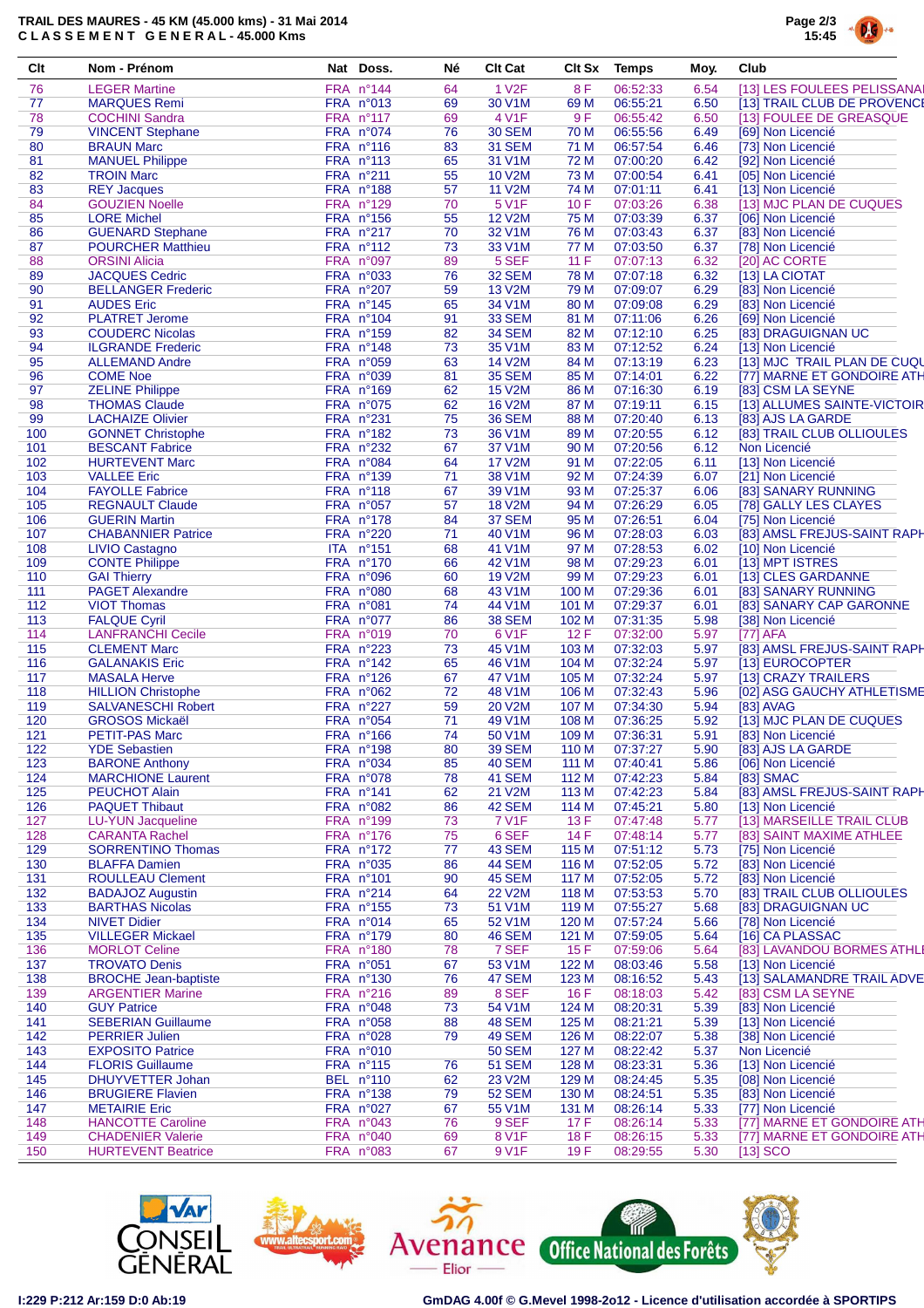# TRAIL DES MAURES - 45 KM (45.000 kms) - 31 Mai 2014

## C L A S S E M E N T   G E N E R A L - 45.000 Kms

| Clt | Nom - Prénom | Nat | Doss. | Né | Clt Cat | Clt Sx | Temps | Moy. | Club |
|---|---|---|---|---|---|---|---|---|---|
| 76 | LEGER Martine | FRA | n°144 | 64 | 1 V2F | 8 F | 06:52:33 | 6.54 | [13] LES FOULEES PELISSANAI |
| 77 | MARQUES Remi | FRA | n°013 | 69 | 30 V1M | 69 M | 06:55:21 | 6.50 | [13] TRAIL CLUB DE PROVENCE |
| 78 | COCHINI Sandra | FRA | n°117 | 69 | 4 V1F | 9 F | 06:55:42 | 6.50 | [13] FOULEE DE GREASQUE |
| 79 | VINCENT Stephane | FRA | n°074 | 76 | 30 SEM | 70 M | 06:55:56 | 6.49 | [69] Non Licencié |
| 80 | BRAUN Marc | FRA | n°116 | 83 | 31 SEM | 71 M | 06:57:54 | 6.46 | [73] Non Licencié |
| 81 | MANUEL Philippe | FRA | n°113 | 65 | 31 V1M | 72 M | 07:00:20 | 6.42 | [92] Non Licencié |
| 82 | TROIN Marc | FRA | n°211 | 55 | 10 V2M | 73 M | 07:00:54 | 6.41 | [05] Non Licencié |
| 83 | REY Jacques | FRA | n°188 | 57 | 11 V2M | 74 M | 07:01:11 | 6.41 | [13] Non Licencié |
| 84 | GOUZIEN Noelle | FRA | n°129 | 70 | 5 V1F | 10 F | 07:03:26 | 6.38 | [13] MJC PLAN DE CUQUES |
| 85 | LORE Michel | FRA | n°156 | 55 | 12 V2M | 75 M | 07:03:39 | 6.37 | [06] Non Licencié |
| 86 | GUENARD Stephane | FRA | n°217 | 70 | 32 V1M | 76 M | 07:03:43 | 6.37 | [83] Non Licencié |
| 87 | POURCHER Matthieu | FRA | n°112 | 73 | 33 V1M | 77 M | 07:03:50 | 6.37 | [78] Non Licencié |
| 88 | ORSINI Alicia | FRA | n°097 | 89 | 5 SEF | 11 F | 07:07:13 | 6.32 | [20] AC CORTE |
| 89 | JACQUES Cedric | FRA | n°033 | 76 | 32 SEM | 78 M | 07:07:18 | 6.32 | [13] LA CIOTAT |
| 90 | BELLANGER Frederic | FRA | n°207 | 59 | 13 V2M | 79 M | 07:09:07 | 6.29 | [83] Non Licencié |
| 91 | AUDES Eric | FRA | n°145 | 65 | 34 V1M | 80 M | 07:09:08 | 6.29 | [83] Non Licencié |
| 92 | PLATRET Jerome | FRA | n°104 | 91 | 33 SEM | 81 M | 07:11:06 | 6.26 | [69] Non Licencié |
| 93 | COUDERC Nicolas | FRA | n°159 | 82 | 34 SEM | 82 M | 07:12:10 | 6.25 | [83] DRAGUIGNAN UC |
| 94 | ILGRANDE Frederic | FRA | n°148 | 73 | 35 V1M | 83 M | 07:12:52 | 6.24 | [13] Non Licencié |
| 95 | ALLEMAND Andre | FRA | n°059 | 63 | 14 V2M | 84 M | 07:13:19 | 6.23 | [13] MJC TRAIL PLAN DE CUQU |
| 96 | COME Noe | FRA | n°039 | 81 | 35 SEM | 85 M | 07:14:01 | 6.22 | [77] MARNE ET GONDOIRE ATH |
| 97 | ZELINE Philippe | FRA | n°169 | 62 | 15 V2M | 86 M | 07:16:30 | 6.19 | [83] CSM LA SEYNE |
| 98 | THOMAS Claude | FRA | n°075 | 62 | 16 V2M | 87 M | 07:19:11 | 6.15 | [13] ALLUMES SAINTE-VICTOIR |
| 99 | LACHAIZE Olivier | FRA | n°231 | 75 | 36 SEM | 88 M | 07:20:40 | 6.13 | [83] AJS LA GARDE |
| 100 | GONNET Christophe | FRA | n°182 | 73 | 36 V1M | 89 M | 07:20:55 | 6.12 | [83] TRAIL CLUB OLLIOULES |
| 101 | BESCANT Fabrice | FRA | n°232 | 67 | 37 V1M | 90 M | 07:20:56 | 6.12 | Non Licencié |
| 102 | HURTEVENT Marc | FRA | n°084 | 64 | 17 V2M | 91 M | 07:22:05 | 6.11 | [13] Non Licencié |
| 103 | VALLEE Eric | FRA | n°139 | 71 | 38 V1M | 92 M | 07:24:39 | 6.07 | [21] Non Licencié |
| 104 | FAYOLLE Fabrice | FRA | n°118 | 67 | 39 V1M | 93 M | 07:25:37 | 6.06 | [83] SANARY RUNNING |
| 105 | REGNAULT Claude | FRA | n°057 | 57 | 18 V2M | 94 M | 07:26:29 | 6.05 | [78] GALLY LES CLAYES |
| 106 | GUERIN Martin | FRA | n°178 | 84 | 37 SEM | 95 M | 07:26:51 | 6.04 | [75] Non Licencié |
| 107 | CHABANNIER Patrice | FRA | n°220 | 71 | 40 V1M | 96 M | 07:28:03 | 6.03 | [83] AMSL FREJUS-SAINT RAPH |
| 108 | LIVIO Castagno | ITA | n°151 | 68 | 41 V1M | 97 M | 07:28:53 | 6.02 | [10] Non Licencié |
| 109 | CONTE Philippe | FRA | n°170 | 66 | 42 V1M | 98 M | 07:29:23 | 6.01 | [13] MPT ISTRES |
| 110 | GAI Thierry | FRA | n°096 | 60 | 19 V2M | 99 M | 07:29:23 | 6.01 | [13] CLES GARDANNE |
| 111 | PAGET Alexandre | FRA | n°080 | 68 | 43 V1M | 100 M | 07:29:36 | 6.01 | [83] SANARY RUNNING |
| 112 | VIOT Thomas | FRA | n°081 | 74 | 44 V1M | 101 M | 07:29:37 | 6.01 | [83] SANARY CAP GARONNE |
| 113 | FALQUE Cyril | FRA | n°077 | 86 | 38 SEM | 102 M | 07:31:35 | 5.98 | [38] Non Licencié |
| 114 | LANFRANCHI Cecile | FRA | n°019 | 70 | 6 V1F | 12 F | 07:32:00 | 5.97 | [77] AFA |
| 115 | CLEMENT Marc | FRA | n°223 | 73 | 45 V1M | 103 M | 07:32:03 | 5.97 | [83] AMSL FREJUS-SAINT RAPH |
| 116 | GALANAKIS Eric | FRA | n°142 | 65 | 46 V1M | 104 M | 07:32:24 | 5.97 | [13] EUROCOPTER |
| 117 | MASALA Herve | FRA | n°126 | 67 | 47 V1M | 105 M | 07:32:24 | 5.97 | [13] CRAZY TRAILERS |
| 118 | HILLION Christophe | FRA | n°062 | 72 | 48 V1M | 106 M | 07:32:43 | 5.96 | [02] ASG GAUCHY ATHLETISME |
| 119 | SALVANESCHI Robert | FRA | n°227 | 59 | 20 V2M | 107 M | 07:34:30 | 5.94 | [83] AVAG |
| 120 | GROSOS Mickaël | FRA | n°054 | 71 | 49 V1M | 108 M | 07:36:25 | 5.92 | [13] MJC PLAN DE CUQUES |
| 121 | PETIT-PAS Marc | FRA | n°166 | 74 | 50 V1M | 109 M | 07:36:31 | 5.91 | [83] Non Licencié |
| 122 | YDE Sebastien | FRA | n°198 | 80 | 39 SEM | 110 M | 07:37:27 | 5.90 | [83] AJS LA GARDE |
| 123 | BARONE Anthony | FRA | n°034 | 85 | 40 SEM | 111 M | 07:40:41 | 5.86 | [06] Non Licencié |
| 124 | MARCHIONE Laurent | FRA | n°078 | 78 | 41 SEM | 112 M | 07:42:23 | 5.84 | [83] SMAC |
| 125 | PEUCHOT Alain | FRA | n°141 | 62 | 21 V2M | 113 M | 07:42:23 | 5.84 | [83] AMSL FREJUS-SAINT RAPH |
| 126 | PAQUET Thibaut | FRA | n°082 | 86 | 42 SEM | 114 M | 07:45:21 | 5.80 | [13] Non Licencié |
| 127 | LU-YUN Jacqueline | FRA | n°199 | 73 | 7 V1F | 13 F | 07:47:48 | 5.77 | [13] MARSEILLE TRAIL CLUB |
| 128 | CARANTA Rachel | FRA | n°176 | 75 | 6 SEF | 14 F | 07:48:14 | 5.77 | [83] SAINT MAXIME ATHLEE |
| 129 | SORRENTINO Thomas | FRA | n°172 | 77 | 43 SEM | 115 M | 07:51:12 | 5.73 | [75] Non Licencié |
| 130 | BLAFFA Damien | FRA | n°035 | 86 | 44 SEM | 116 M | 07:52:05 | 5.72 | [83] Non Licencié |
| 131 | ROULLEAU Clement | FRA | n°101 | 90 | 45 SEM | 117 M | 07:52:05 | 5.72 | [83] Non Licencié |
| 132 | BADAJOZ Augustin | FRA | n°214 | 64 | 22 V2M | 118 M | 07:53:53 | 5.70 | [83] TRAIL CLUB OLLIOULES |
| 133 | BARTHAS Nicolas | FRA | n°155 | 73 | 51 V1M | 119 M | 07:55:27 | 5.68 | [83] DRAGUIGNAN UC |
| 134 | NIVET Didier | FRA | n°014 | 65 | 52 V1M | 120 M | 07:57:24 | 5.66 | [78] Non Licencié |
| 135 | VILLEGER Mickael | FRA | n°179 | 80 | 46 SEM | 121 M | 07:59:05 | 5.64 | [16] CA PLASSAC |
| 136 | MORLOT Celine | FRA | n°180 | 78 | 7 SEF | 15 F | 07:59:06 | 5.64 | [83] LAVANDOU BORMES ATHLI |
| 137 | TROVATO Denis | FRA | n°051 | 67 | 53 V1M | 122 M | 08:03:46 | 5.58 | [13] Non Licencié |
| 138 | BROCHE Jean-baptiste | FRA | n°130 | 76 | 47 SEM | 123 M | 08:16:52 | 5.43 | [13] SALAMANDRE TRAIL ADVE |
| 139 | ARGENTIER Marine | FRA | n°216 | 89 | 8 SEF | 16 F | 08:18:03 | 5.42 | [83] CSM LA SEYNE |
| 140 | GUY Patrice | FRA | n°048 | 73 | 54 V1M | 124 M | 08:20:31 | 5.39 | [83] Non Licencié |
| 141 | SEBERIAN Guillaume | FRA | n°058 | 88 | 48 SEM | 125 M | 08:21:21 | 5.39 | [13] Non Licencié |
| 142 | PERRIER Julien | FRA | n°028 | 79 | 49 SEM | 126 M | 08:22:07 | 5.38 | [38] Non Licencié |
| 143 | EXPOSITO Patrice | FRA | n°010 | | 50 SEM | 127 M | 08:22:42 | 5.37 | Non Licencié |
| 144 | FLORIS Guillaume | FRA | n°115 | 76 | 51 SEM | 128 M | 08:23:31 | 5.36 | [13] Non Licencié |
| 145 | DHUYVETTER Johan | BEL | n°110 | 62 | 23 V2M | 129 M | 08:24:45 | 5.35 | [08] Non Licencié |
| 146 | BRUGIERE Flavien | FRA | n°138 | 79 | 52 SEM | 130 M | 08:24:51 | 5.35 | [83] Non Licencié |
| 147 | METAIRIE Eric | FRA | n°027 | 67 | 55 V1M | 131 M | 08:26:14 | 5.33 | [77] Non Licencié |
| 148 | HANCOTTE Caroline | FRA | n°043 | 76 | 9 SEF | 17 F | 08:26:14 | 5.33 | [77] MARNE ET GONDOIRE ATH |
| 149 | CHADENIER Valerie | FRA | n°040 | 69 | 8 V1F | 18 F | 08:26:15 | 5.33 | [77] MARNE ET GONDOIRE ATH |
| 150 | HURTEVENT Beatrice | FRA | n°083 | 67 | 9 V1F | 19 F | 08:29:55 | 5.30 | [13] SCO |

I:229 P:212 Ar:159 D:0 Ab:19

GmDAG 4.00f © G.Mevel 1998-2o12 - Licence d'utilisation accordée à SPORTIPS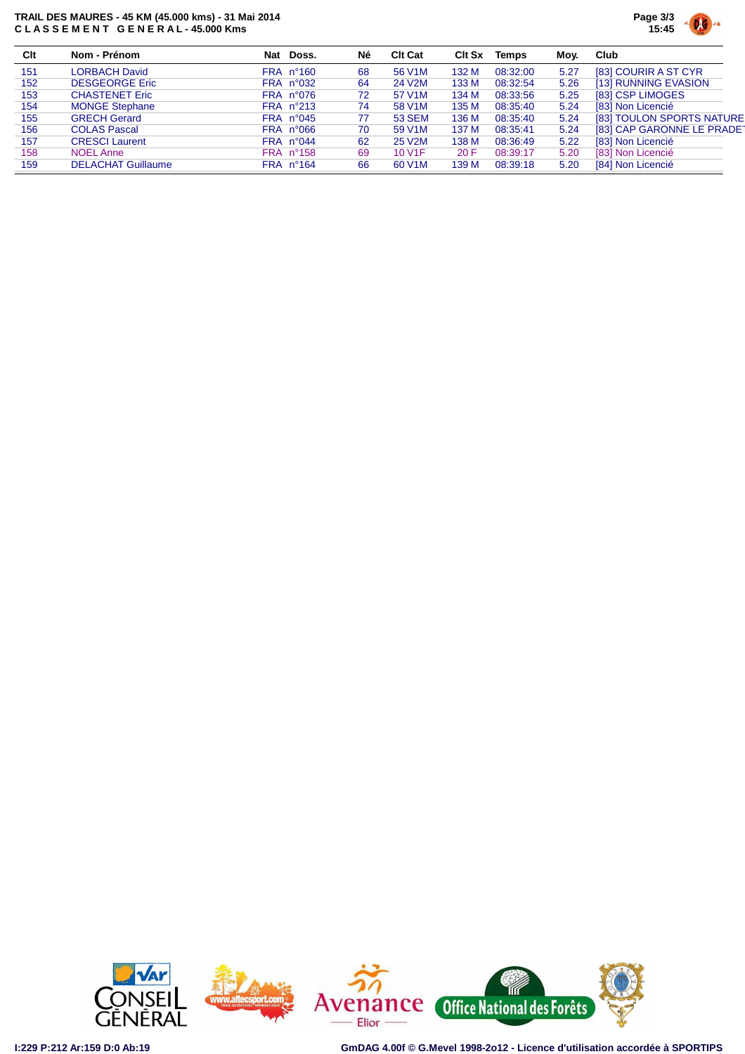**TRAIL DES MAURES - 45 KM (45.000 kms) - 31 Mai 2014**
**C L A S S E M E N T  G E N E R A L - 45.000 Kms**

| Clt | Nom - Prénom | Nat | Doss. | Né | Clt Cat | Clt Sx | Temps | Moy. | Club |
|---|---|---|---|---|---|---|---|---|---|
| 151 | LORBACH David | FRA | n°160 | 68 | 56 V1M | 132 M | 08:32:00 | 5.27 | [83] COURIR A ST CYR |
| 152 | DESGEORGE Eric | FRA | n°032 | 64 | 24 V2M | 133 M | 08:32:54 | 5.26 | [13] RUNNING EVASION |
| 153 | CHASTENET Eric | FRA | n°076 | 72 | 57 V1M | 134 M | 08:33:56 | 5.25 | [83] CSP LIMOGES |
| 154 | MONGE Stephane | FRA | n°213 | 74 | 58 V1M | 135 M | 08:35:40 | 5.24 | [83] Non Licencié |
| 155 | GRECH Gerard | FRA | n°045 | 77 | 53 SEM | 136 M | 08:35:40 | 5.24 | [83] TOULON SPORTS NATURE |
| 156 | COLAS Pascal | FRA | n°066 | 70 | 59 V1M | 137 M | 08:35:41 | 5.24 | [83] CAP GARONNE LE PRADET |
| 157 | CRESCI Laurent | FRA | n°044 | 62 | 25 V2M | 138 M | 08:36:49 | 5.22 | [83] Non Licencié |
| 158 | NOEL Anne | FRA | n°158 | 69 | 10 V1F | 20 F | 08:39:17 | 5.20 | [83] Non Licencié |
| 159 | DELACHAT Guillaume | FRA | n°164 | 66 | 60 V1M | 139 M | 08:39:18 | 5.20 | [84] Non Licencié |

I:229 P:212 Ar:159 D:0 Ab:19

GmDAG 4.00f © G.Mevel 1998-2o12 - Licence d'utilisation accordée à SPORTIPS